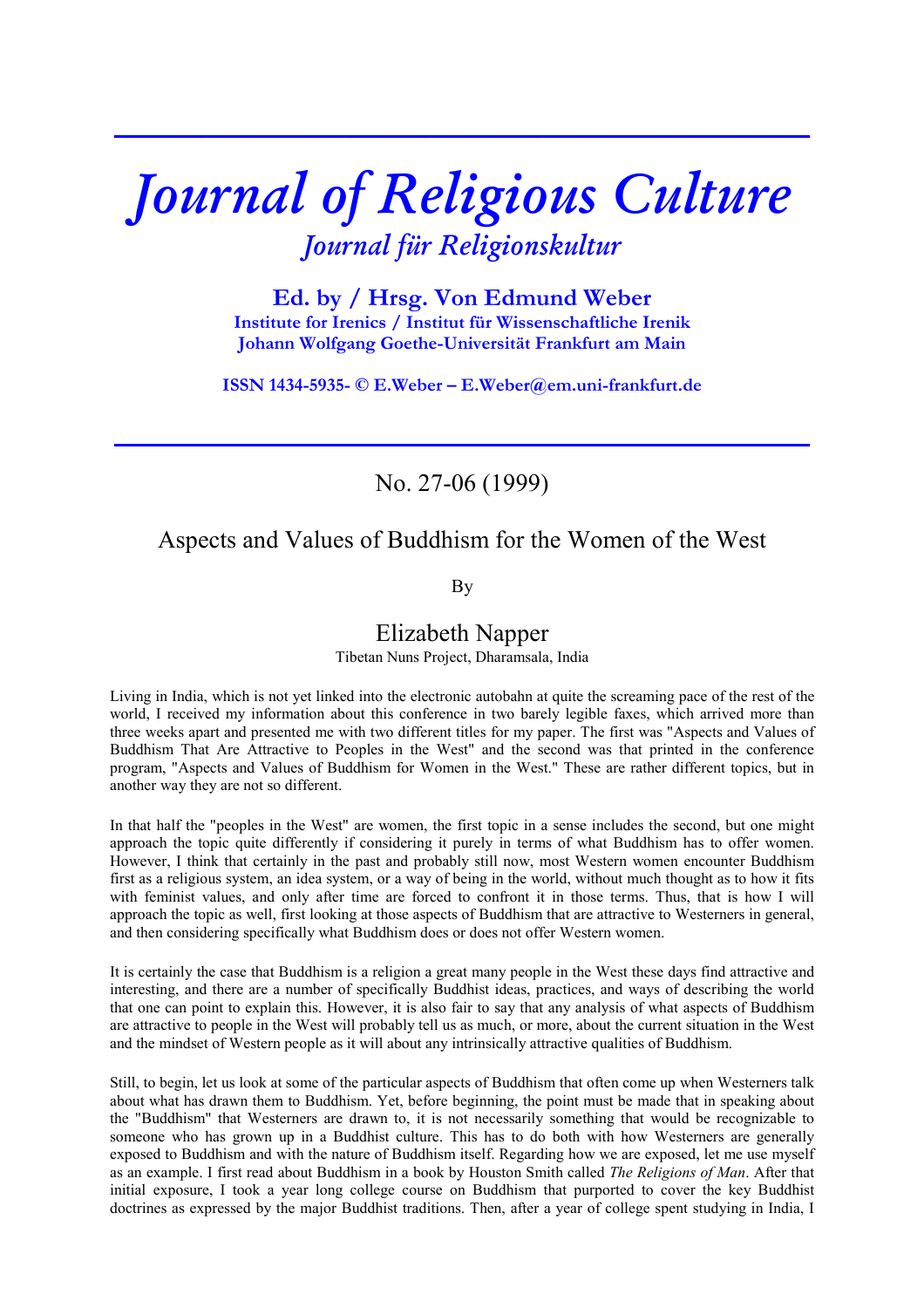# *Journal of Religious Culture*

## *Journal für Religionskultur*

**Ed. by / Hrsg. Von Edmund Weber**
**Institute for Irenics / Institut für Wissenschaftliche Irenik**
**Johann Wolfgang Goethe-Universität Frankfurt am Main**

**ISSN 1434-5935- © E.Weber – E.Weber@em.uni-frankfurt.de**

---

No. 27-06 (1999)

## Aspects and Values of Buddhism for the Women of the West

By

### Elizabeth Napper

Tibetan Nuns Project, Dharamsala, India

Living in India, which is not yet linked into the electronic autobahn at quite the screaming pace of the rest of the world, I received my information about this conference in two barely legible faxes, which arrived more than three weeks apart and presented me with two different titles for my paper. The first was "Aspects and Values of Buddhism That Are Attractive to Peoples in the West" and the second was that printed in the conference program, "Aspects and Values of Buddhism for Women in the West." These are rather different topics, but in another way they are not so different.

In that half the "peoples in the West" are women, the first topic in a sense includes the second, but one might approach the topic quite differently if considering it purely in terms of what Buddhism has to offer women. However, I think that certainly in the past and probably still now, most Western women encounter Buddhism first as a religious system, an idea system, or a way of being in the world, without much thought as to how it fits with feminist values, and only after time are forced to confront it in those terms. Thus, that is how I will approach the topic as well, first looking at those aspects of Buddhism that are attractive to Westerners in general, and then considering specifically what Buddhism does or does not offer Western women.

It is certainly the case that Buddhism is a religion a great many people in the West these days find attractive and interesting, and there are a number of specifically Buddhist ideas, practices, and ways of describing the world that one can point to explain this. However, it is also fair to say that any analysis of what aspects of Buddhism are attractive to people in the West will probably tell us as much, or more, about the current situation in the West and the mindset of Western people as it will about any intrinsically attractive qualities of Buddhism.

Still, to begin, let us look at some of the particular aspects of Buddhism that often come up when Westerners talk about what has drawn them to Buddhism. Yet, before beginning, the point must be made that in speaking about the "Buddhism" that Westerners are drawn to, it is not necessarily something that would be recognizable to someone who has grown up in a Buddhist culture. This has to do both with how Westerners are generally exposed to Buddhism and with the nature of Buddhism itself. Regarding how we are exposed, let me use myself as an example. I first read about Buddhism in a book by Houston Smith called *The Religions of Man*. After that initial exposure, I took a year long college course on Buddhism that purported to cover the key Buddhist doctrines as expressed by the major Buddhist traditions. Then, after a year of college spent studying in India, I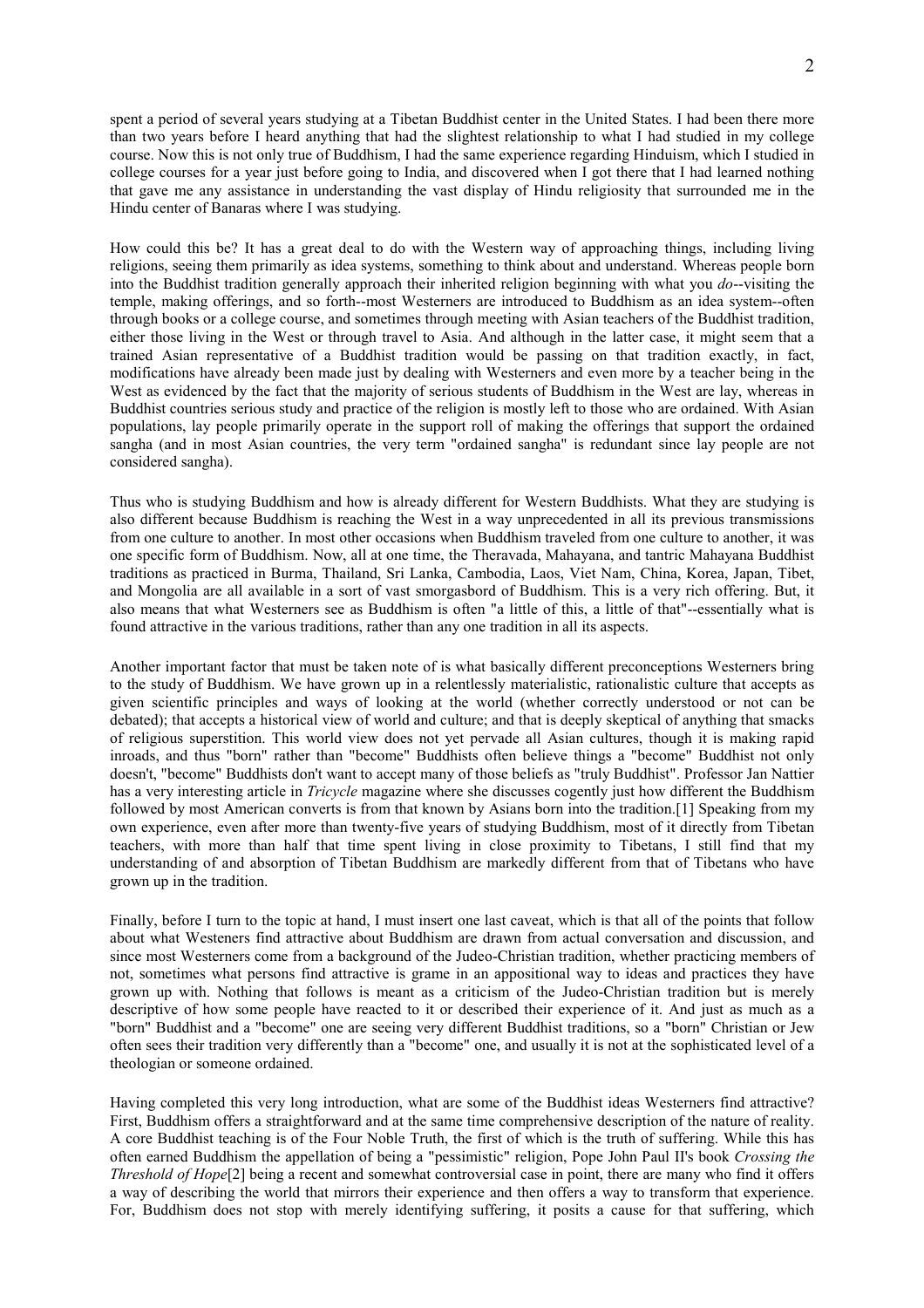spent a period of several years studying at a Tibetan Buddhist center in the United States. I had been there more than two years before I heard anything that had the slightest relationship to what I had studied in my college course. Now this is not only true of Buddhism, I had the same experience regarding Hinduism, which I studied in college courses for a year just before going to India, and discovered when I got there that I had learned nothing that gave me any assistance in understanding the vast display of Hindu religiosity that surrounded me in the Hindu center of Banaras where I was studying.

How could this be? It has a great deal to do with the Western way of approaching things, including living religions, seeing them primarily as idea systems, something to think about and understand. Whereas people born into the Buddhist tradition generally approach their inherited religion beginning with what you *do*--visiting the temple, making offerings, and so forth--most Westerners are introduced to Buddhism as an idea system--often through books or a college course, and sometimes through meeting with Asian teachers of the Buddhist tradition, either those living in the West or through travel to Asia. And although in the latter case, it might seem that a trained Asian representative of a Buddhist tradition would be passing on that tradition exactly, in fact, modifications have already been made just by dealing with Westerners and even more by a teacher being in the West as evidenced by the fact that the majority of serious students of Buddhism in the West are lay, whereas in Buddhist countries serious study and practice of the religion is mostly left to those who are ordained. With Asian populations, lay people primarily operate in the support roll of making the offerings that support the ordained sangha (and in most Asian countries, the very term "ordained sangha" is redundant since lay people are not considered sangha).

Thus who is studying Buddhism and how is already different for Western Buddhists. What they are studying is also different because Buddhism is reaching the West in a way unprecedented in all its previous transmissions from one culture to another. In most other occasions when Buddhism traveled from one culture to another, it was one specific form of Buddhism. Now, all at one time, the Theravada, Mahayana, and tantric Mahayana Buddhist traditions as practiced in Burma, Thailand, Sri Lanka, Cambodia, Laos, Viet Nam, China, Korea, Japan, Tibet, and Mongolia are all available in a sort of vast smorgasbord of Buddhism. This is a very rich offering. But, it also means that what Westerners see as Buddhism is often "a little of this, a little of that"--essentially what is found attractive in the various traditions, rather than any one tradition in all its aspects.

Another important factor that must be taken note of is what basically different preconceptions Westerners bring to the study of Buddhism. We have grown up in a relentlessly materialistic, rationalistic culture that accepts as given scientific principles and ways of looking at the world (whether correctly understood or not can be debated); that accepts a historical view of world and culture; and that is deeply skeptical of anything that smacks of religious superstition. This world view does not yet pervade all Asian cultures, though it is making rapid inroads, and thus "born" rather than "become" Buddhists often believe things a "become" Buddhist not only doesn't, "become" Buddhists don't want to accept many of those beliefs as "truly Buddhist". Professor Jan Nattier has a very interesting article in *Tricycle* magazine where she discusses cogently just how different the Buddhism followed by most American converts is from that known by Asians born into the tradition.[1] Speaking from my own experience, even after more than twenty-five years of studying Buddhism, most of it directly from Tibetan teachers, with more than half that time spent living in close proximity to Tibetans, I still find that my understanding of and absorption of Tibetan Buddhism are markedly different from that of Tibetans who have grown up in the tradition.

Finally, before I turn to the topic at hand, I must insert one last caveat, which is that all of the points that follow about what Westeners find attractive about Buddhism are drawn from actual conversation and discussion, and since most Westerners come from a background of the Judeo-Christian tradition, whether practicing members of not, sometimes what persons find attractive is grame in an appositional way to ideas and practices they have grown up with. Nothing that follows is meant as a criticism of the Judeo-Christian tradition but is merely descriptive of how some people have reacted to it or described their experience of it. And just as much as a "born" Buddhist and a "become" one are seeing very different Buddhist traditions, so a "born" Christian or Jew often sees their tradition very differently than a "become" one, and usually it is not at the sophisticated level of a theologian or someone ordained.

Having completed this very long introduction, what are some of the Buddhist ideas Westerners find attractive? First, Buddhism offers a straightforward and at the same time comprehensive description of the nature of reality. A core Buddhist teaching is of the Four Noble Truth, the first of which is the truth of suffering. While this has often earned Buddhism the appellation of being a "pessimistic" religion, Pope John Paul II's book *Crossing the Threshold of Hope*[2] being a recent and somewhat controversial case in point, there are many who find it offers a way of describing the world that mirrors their experience and then offers a way to transform that experience. For, Buddhism does not stop with merely identifying suffering, it posits a cause for that suffering, which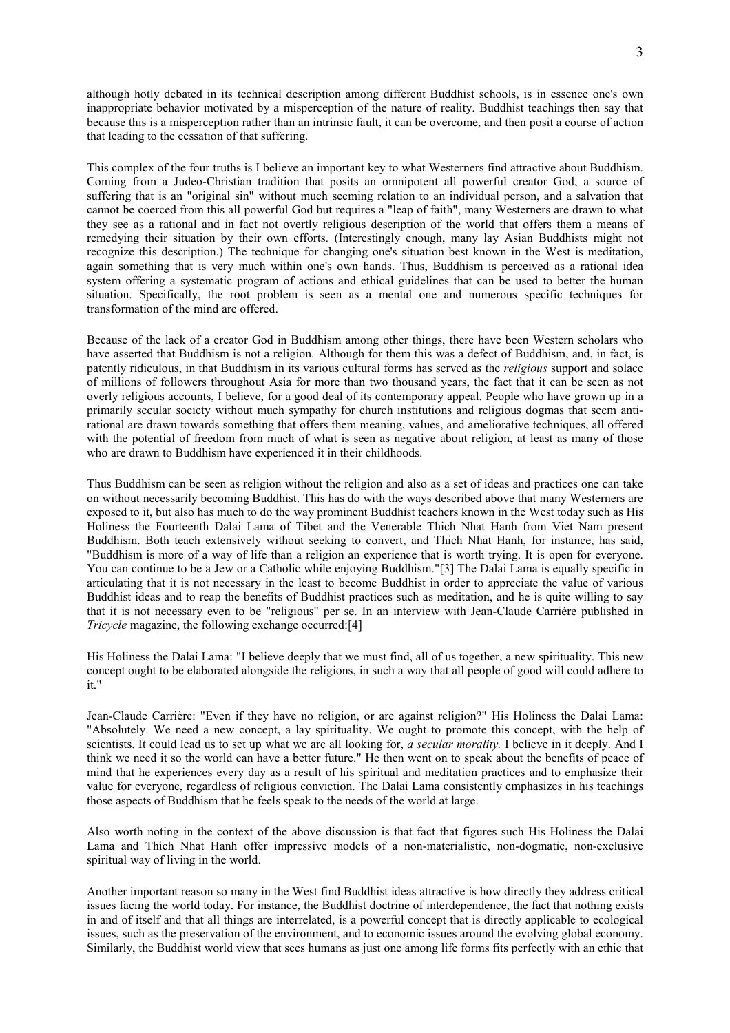although hotly debated in its technical description among different Buddhist schools, is in essence one's own inappropriate behavior motivated by a misperception of the nature of reality. Buddhist teachings then say that because this is a misperception rather than an intrinsic fault, it can be overcome, and then posit a course of action that leading to the cessation of that suffering.

This complex of the four truths is I believe an important key to what Westerners find attractive about Buddhism. Coming from a Judeo-Christian tradition that posits an omnipotent all powerful creator God, a source of suffering that is an "original sin" without much seeming relation to an individual person, and a salvation that cannot be coerced from this all powerful God but requires a "leap of faith", many Westerners are drawn to what they see as a rational and in fact not overtly religious description of the world that offers them a means of remedying their situation by their own efforts. (Interestingly enough, many lay Asian Buddhists might not recognize this description.) The technique for changing one's situation best known in the West is meditation, again something that is very much within one's own hands. Thus, Buddhism is perceived as a rational idea system offering a systematic program of actions and ethical guidelines that can be used to better the human situation. Specifically, the root problem is seen as a mental one and numerous specific techniques for transformation of the mind are offered.

Because of the lack of a creator God in Buddhism among other things, there have been Western scholars who have asserted that Buddhism is not a religion. Although for them this was a defect of Buddhism, and, in fact, is patently ridiculous, in that Buddhism in its various cultural forms has served as the *religious* support and solace of millions of followers throughout Asia for more than two thousand years, the fact that it can be seen as not overly religious accounts, I believe, for a good deal of its contemporary appeal. People who have grown up in a primarily secular society without much sympathy for church institutions and religious dogmas that seem anti-rational are drawn towards something that offers them meaning, values, and ameliorative techniques, all offered with the potential of freedom from much of what is seen as negative about religion, at least as many of those who are drawn to Buddhism have experienced it in their childhoods.

Thus Buddhism can be seen as religion without the religion and also as a set of ideas and practices one can take on without necessarily becoming Buddhist. This has do with the ways described above that many Westerners are exposed to it, but also has much to do the way prominent Buddhist teachers known in the West today such as His Holiness the Fourteenth Dalai Lama of Tibet and the Venerable Thich Nhat Hanh from Viet Nam present Buddhism. Both teach extensively without seeking to convert, and Thich Nhat Hanh, for instance, has said, "Buddhism is more of a way of life than a religion an experience that is worth trying. It is open for everyone. You can continue to be a Jew or a Catholic while enjoying Buddhism."[3] The Dalai Lama is equally specific in articulating that it is not necessary in the least to become Buddhist in order to appreciate the value of various Buddhist ideas and to reap the benefits of Buddhist practices such as meditation, and he is quite willing to say that it is not necessary even to be "religious" per se. In an interview with Jean-Claude Carrière published in *Tricycle* magazine, the following exchange occurred:[4]

His Holiness the Dalai Lama: "I believe deeply that we must find, all of us together, a new spirituality. This new concept ought to be elaborated alongside the religions, in such a way that all people of good will could adhere to it."

Jean-Claude Carrière: "Even if they have no religion, or are against religion?" His Holiness the Dalai Lama: "Absolutely. We need a new concept, a lay spirituality. We ought to promote this concept, with the help of scientists. It could lead us to set up what we are all looking for, *a secular morality.* I believe in it deeply. And I think we need it so the world can have a better future." He then went on to speak about the benefits of peace of mind that he experiences every day as a result of his spiritual and meditation practices and to emphasize their value for everyone, regardless of religious conviction. The Dalai Lama consistently emphasizes in his teachings those aspects of Buddhism that he feels speak to the needs of the world at large.

Also worth noting in the context of the above discussion is that fact that figures such His Holiness the Dalai Lama and Thich Nhat Hanh offer impressive models of a non-materialistic, non-dogmatic, non-exclusive spiritual way of living in the world.

Another important reason so many in the West find Buddhist ideas attractive is how directly they address critical issues facing the world today. For instance, the Buddhist doctrine of interdependence, the fact that nothing exists in and of itself and that all things are interrelated, is a powerful concept that is directly applicable to ecological issues, such as the preservation of the environment, and to economic issues around the evolving global economy. Similarly, the Buddhist world view that sees humans as just one among life forms fits perfectly with an ethic that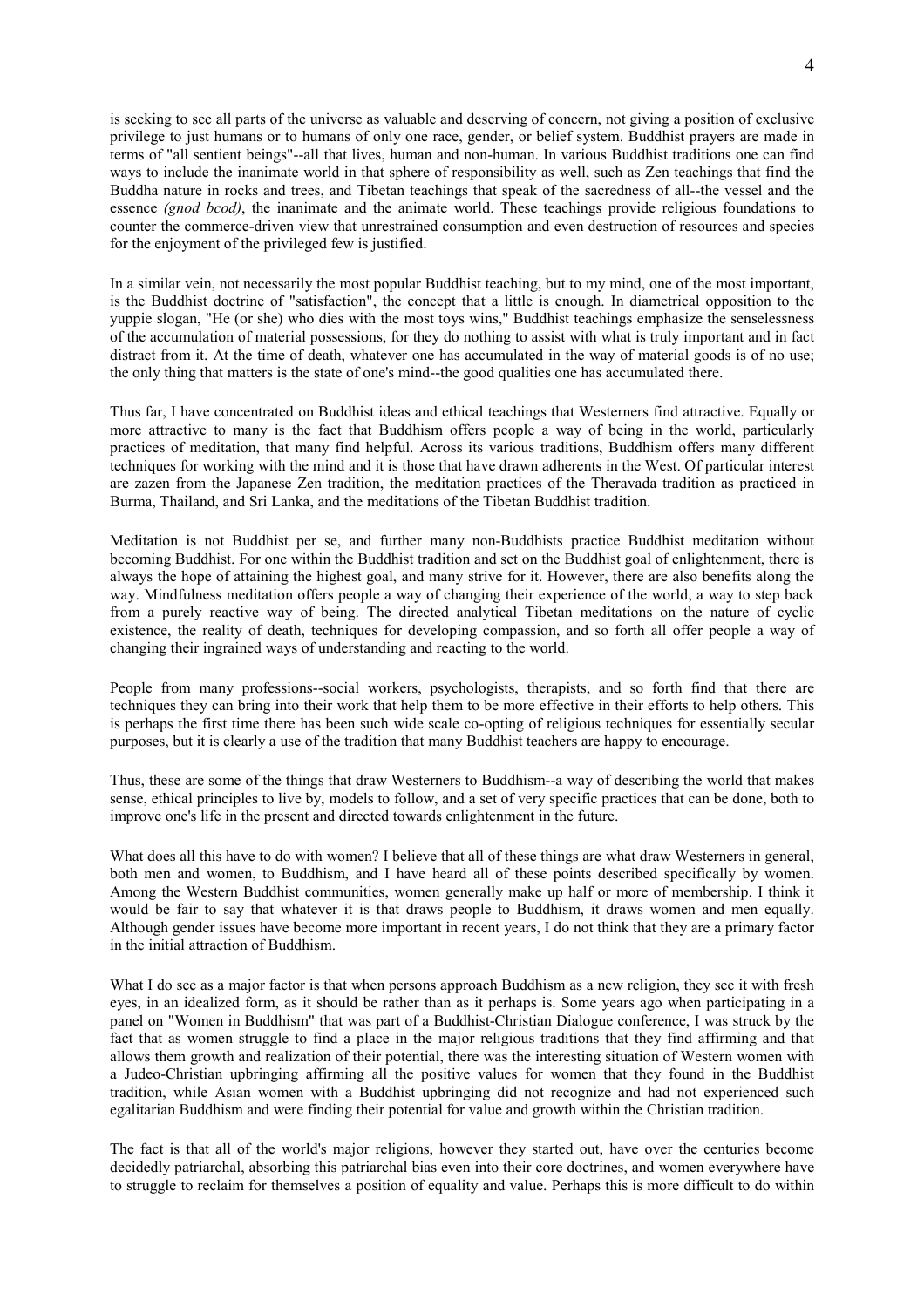is seeking to see all parts of the universe as valuable and deserving of concern, not giving a position of exclusive privilege to just humans or to humans of only one race, gender, or belief system. Buddhist prayers are made in terms of "all sentient beings"--all that lives, human and non-human. In various Buddhist traditions one can find ways to include the inanimate world in that sphere of responsibility as well, such as Zen teachings that find the Buddha nature in rocks and trees, and Tibetan teachings that speak of the sacredness of all--the vessel and the essence *(gnod bcod)*, the inanimate and the animate world. These teachings provide religious foundations to counter the commerce-driven view that unrestrained consumption and even destruction of resources and species for the enjoyment of the privileged few is justified.

In a similar vein, not necessarily the most popular Buddhist teaching, but to my mind, one of the most important, is the Buddhist doctrine of "satisfaction", the concept that a little is enough. In diametrical opposition to the yuppie slogan, "He (or she) who dies with the most toys wins," Buddhist teachings emphasize the senselessness of the accumulation of material possessions, for they do nothing to assist with what is truly important and in fact distract from it. At the time of death, whatever one has accumulated in the way of material goods is of no use; the only thing that matters is the state of one's mind--the good qualities one has accumulated there.

Thus far, I have concentrated on Buddhist ideas and ethical teachings that Westerners find attractive. Equally or more attractive to many is the fact that Buddhism offers people a way of being in the world, particularly practices of meditation, that many find helpful. Across its various traditions, Buddhism offers many different techniques for working with the mind and it is those that have drawn adherents in the West. Of particular interest are zazen from the Japanese Zen tradition, the meditation practices of the Theravada tradition as practiced in Burma, Thailand, and Sri Lanka, and the meditations of the Tibetan Buddhist tradition.

Meditation is not Buddhist per se, and further many non-Buddhists practice Buddhist meditation without becoming Buddhist. For one within the Buddhist tradition and set on the Buddhist goal of enlightenment, there is always the hope of attaining the highest goal, and many strive for it. However, there are also benefits along the way. Mindfulness meditation offers people a way of changing their experience of the world, a way to step back from a purely reactive way of being. The directed analytical Tibetan meditations on the nature of cyclic existence, the reality of death, techniques for developing compassion, and so forth all offer people a way of changing their ingrained ways of understanding and reacting to the world.

People from many professions--social workers, psychologists, therapists, and so forth find that there are techniques they can bring into their work that help them to be more effective in their efforts to help others. This is perhaps the first time there has been such wide scale co-opting of religious techniques for essentially secular purposes, but it is clearly a use of the tradition that many Buddhist teachers are happy to encourage.

Thus, these are some of the things that draw Westerners to Buddhism--a way of describing the world that makes sense, ethical principles to live by, models to follow, and a set of very specific practices that can be done, both to improve one's life in the present and directed towards enlightenment in the future.

What does all this have to do with women? I believe that all of these things are what draw Westerners in general, both men and women, to Buddhism, and I have heard all of these points described specifically by women. Among the Western Buddhist communities, women generally make up half or more of membership. I think it would be fair to say that whatever it is that draws people to Buddhism, it draws women and men equally. Although gender issues have become more important in recent years, I do not think that they are a primary factor in the initial attraction of Buddhism.

What I do see as a major factor is that when persons approach Buddhism as a new religion, they see it with fresh eyes, in an idealized form, as it should be rather than as it perhaps is. Some years ago when participating in a panel on "Women in Buddhism" that was part of a Buddhist-Christian Dialogue conference, I was struck by the fact that as women struggle to find a place in the major religious traditions that they find affirming and that allows them growth and realization of their potential, there was the interesting situation of Western women with a Judeo-Christian upbringing affirming all the positive values for women that they found in the Buddhist tradition, while Asian women with a Buddhist upbringing did not recognize and had not experienced such egalitarian Buddhism and were finding their potential for value and growth within the Christian tradition.

The fact is that all of the world's major religions, however they started out, have over the centuries become decidedly patriarchal, absorbing this patriarchal bias even into their core doctrines, and women everywhere have to struggle to reclaim for themselves a position of equality and value. Perhaps this is more difficult to do within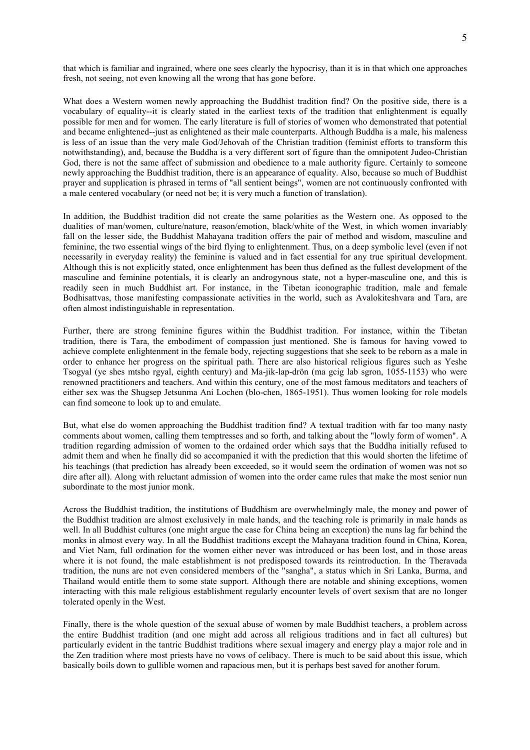that which is familiar and ingrained, where one sees clearly the hypocrisy, than it is in that which one approaches fresh, not seeing, not even knowing all the wrong that has gone before.

What does a Western women newly approaching the Buddhist tradition find? On the positive side, there is a vocabulary of equality--it is clearly stated in the earliest texts of the tradition that enlightenment is equally possible for men and for women. The early literature is full of stories of women who demonstrated that potential and became enlightened--just as enlightened as their male counterparts. Although Buddha is a male, his maleness is less of an issue than the very male God/Jehovah of the Christian tradition (feminist efforts to transform this notwithstanding), and, because the Buddha is a very different sort of figure than the omnipotent Judeo-Christian God, there is not the same affect of submission and obedience to a male authority figure. Certainly to someone newly approaching the Buddhist tradition, there is an appearance of equality. Also, because so much of Buddhist prayer and supplication is phrased in terms of "all sentient beings", women are not continuously confronted with a male centered vocabulary (or need not be; it is very much a function of translation).

In addition, the Buddhist tradition did not create the same polarities as the Western one. As opposed to the dualities of man/women, culture/nature, reason/emotion, black/white of the West, in which women invariably fall on the lesser side, the Buddhist Mahayana tradition offers the pair of method and wisdom, masculine and feminine, the two essential wings of the bird flying to enlightenment. Thus, on a deep symbolic level (even if not necessarily in everyday reality) the feminine is valued and in fact essential for any true spiritual development. Although this is not explicitly stated, once enlightenment has been thus defined as the fullest development of the masculine and feminine potentials, it is clearly an androgynous state, not a hyper-masculine one, and this is readily seen in much Buddhist art. For instance, in the Tibetan iconographic tradition, male and female Bodhisattvas, those manifesting compassionate activities in the world, such as Avalokiteshvara and Tara, are often almost indistinguishable in representation.

Further, there are strong feminine figures within the Buddhist tradition. For instance, within the Tibetan tradition, there is Tara, the embodiment of compassion just mentioned. She is famous for having vowed to achieve complete enlightenment in the female body, rejecting suggestions that she seek to be reborn as a male in order to enhance her progress on the spiritual path. There are also historical religious figures such as Yeshe Tsogyal (ye shes mtsho rgyal, eighth century) and Ma-jik-lap-drön (ma gcig lab sgron, 1055-1153) who were renowned practitioners and teachers. And within this century, one of the most famous meditators and teachers of either sex was the Shugsep Jetsunma Ani Lochen (blo-chen, 1865-1951). Thus women looking for role models can find someone to look up to and emulate.

But, what else do women approaching the Buddhist tradition find? A textual tradition with far too many nasty comments about women, calling them temptresses and so forth, and talking about the "lowly form of women". A tradition regarding admission of women to the ordained order which says that the Buddha initially refused to admit them and when he finally did so accompanied it with the prediction that this would shorten the lifetime of his teachings (that prediction has already been exceeded, so it would seem the ordination of women was not so dire after all). Along with reluctant admission of women into the order came rules that make the most senior nun subordinate to the most junior monk.

Across the Buddhist tradition, the institutions of Buddhism are overwhelmingly male, the money and power of the Buddhist tradition are almost exclusively in male hands, and the teaching role is primarily in male hands as well. In all Buddhist cultures (one might argue the case for China being an exception) the nuns lag far behind the monks in almost every way. In all the Buddhist traditions except the Mahayana tradition found in China, Korea, and Viet Nam, full ordination for the women either never was introduced or has been lost, and in those areas where it is not found, the male establishment is not predisposed towards its reintroduction. In the Theravada tradition, the nuns are not even considered members of the "sangha", a status which in Sri Lanka, Burma, and Thailand would entitle them to some state support. Although there are notable and shining exceptions, women interacting with this male religious establishment regularly encounter levels of overt sexism that are no longer tolerated openly in the West.

Finally, there is the whole question of the sexual abuse of women by male Buddhist teachers, a problem across the entire Buddhist tradition (and one might add across all religious traditions and in fact all cultures) but particularly evident in the tantric Buddhist traditions where sexual imagery and energy play a major role and in the Zen tradition where most priests have no vows of celibacy. There is much to be said about this issue, which basically boils down to gullible women and rapacious men, but it is perhaps best saved for another forum.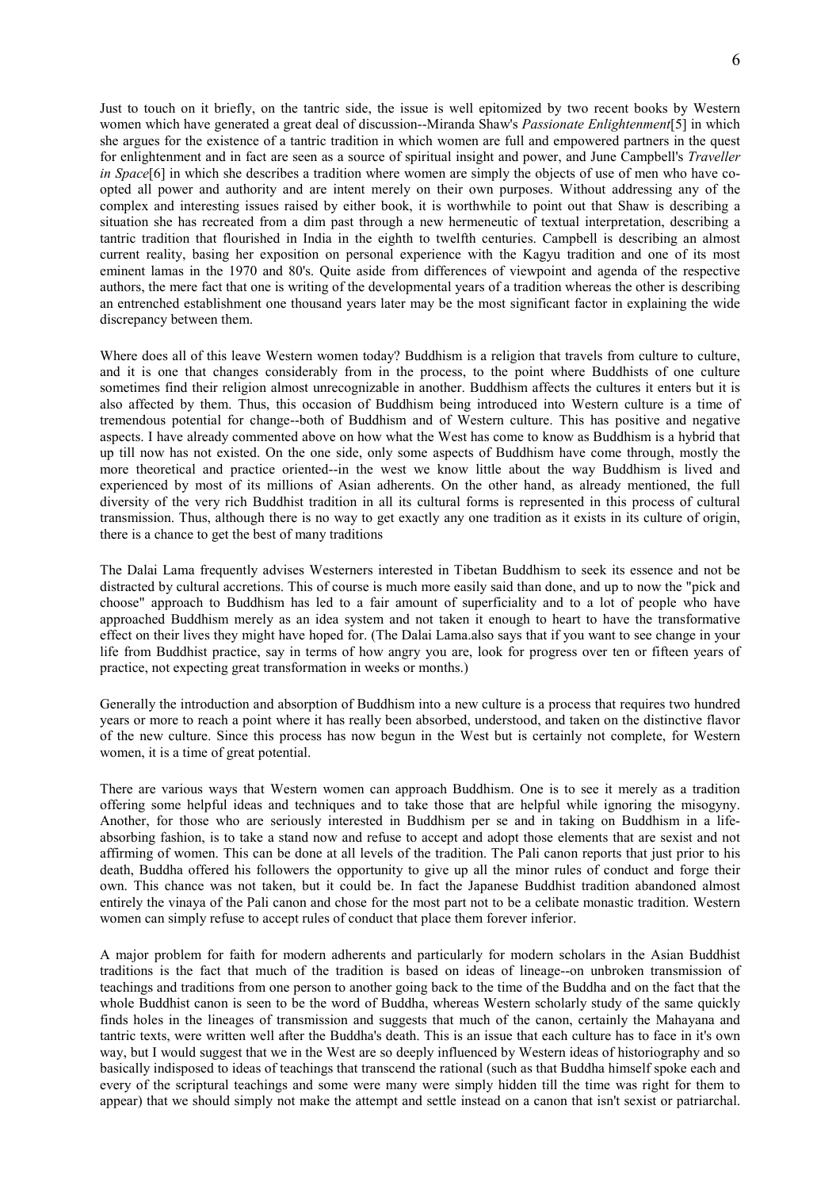Just to touch on it briefly, on the tantric side, the issue is well epitomized by two recent books by Western women which have generated a great deal of discussion--Miranda Shaw's *Passionate Enlightenment*[5] in which she argues for the existence of a tantric tradition in which women are full and empowered partners in the quest for enlightenment and in fact are seen as a source of spiritual insight and power, and June Campbell's *Traveller in Space*[6] in which she describes a tradition where women are simply the objects of use of men who have co-opted all power and authority and are intent merely on their own purposes. Without addressing any of the complex and interesting issues raised by either book, it is worthwhile to point out that Shaw is describing a situation she has recreated from a dim past through a new hermeneutic of textual interpretation, describing a tantric tradition that flourished in India in the eighth to twelfth centuries. Campbell is describing an almost current reality, basing her exposition on personal experience with the Kagyu tradition and one of its most eminent lamas in the 1970 and 80's. Quite aside from differences of viewpoint and agenda of the respective authors, the mere fact that one is writing of the developmental years of a tradition whereas the other is describing an entrenched establishment one thousand years later may be the most significant factor in explaining the wide discrepancy between them.

Where does all of this leave Western women today? Buddhism is a religion that travels from culture to culture, and it is one that changes considerably from in the process, to the point where Buddhists of one culture sometimes find their religion almost unrecognizable in another. Buddhism affects the cultures it enters but it is also affected by them. Thus, this occasion of Buddhism being introduced into Western culture is a time of tremendous potential for change--both of Buddhism and of Western culture. This has positive and negative aspects. I have already commented above on how what the West has come to know as Buddhism is a hybrid that up till now has not existed. On the one side, only some aspects of Buddhism have come through, mostly the more theoretical and practice oriented--in the west we know little about the way Buddhism is lived and experienced by most of its millions of Asian adherents. On the other hand, as already mentioned, the full diversity of the very rich Buddhist tradition in all its cultural forms is represented in this process of cultural transmission. Thus, although there is no way to get exactly any one tradition as it exists in its culture of origin, there is a chance to get the best of many traditions

The Dalai Lama frequently advises Westerners interested in Tibetan Buddhism to seek its essence and not be distracted by cultural accretions. This of course is much more easily said than done, and up to now the "pick and choose" approach to Buddhism has led to a fair amount of superficiality and to a lot of people who have approached Buddhism merely as an idea system and not taken it enough to heart to have the transformative effect on their lives they might have hoped for. (The Dalai Lama.also says that if you want to see change in your life from Buddhist practice, say in terms of how angry you are, look for progress over ten or fifteen years of practice, not expecting great transformation in weeks or months.)

Generally the introduction and absorption of Buddhism into a new culture is a process that requires two hundred years or more to reach a point where it has really been absorbed, understood, and taken on the distinctive flavor of the new culture. Since this process has now begun in the West but is certainly not complete, for Western women, it is a time of great potential.

There are various ways that Western women can approach Buddhism. One is to see it merely as a tradition offering some helpful ideas and techniques and to take those that are helpful while ignoring the misogyny. Another, for those who are seriously interested in Buddhism per se and in taking on Buddhism in a life-absorbing fashion, is to take a stand now and refuse to accept and adopt those elements that are sexist and not affirming of women. This can be done at all levels of the tradition. The Pali canon reports that just prior to his death, Buddha offered his followers the opportunity to give up all the minor rules of conduct and forge their own. This chance was not taken, but it could be. In fact the Japanese Buddhist tradition abandoned almost entirely the vinaya of the Pali canon and chose for the most part not to be a celibate monastic tradition. Western women can simply refuse to accept rules of conduct that place them forever inferior.

A major problem for faith for modern adherents and particularly for modern scholars in the Asian Buddhist traditions is the fact that much of the tradition is based on ideas of lineage--on unbroken transmission of teachings and traditions from one person to another going back to the time of the Buddha and on the fact that the whole Buddhist canon is seen to be the word of Buddha, whereas Western scholarly study of the same quickly finds holes in the lineages of transmission and suggests that much of the canon, certainly the Mahayana and tantric texts, were written well after the Buddha's death. This is an issue that each culture has to face in it's own way, but I would suggest that we in the West are so deeply influenced by Western ideas of historiography and so basically indisposed to ideas of teachings that transcend the rational (such as that Buddha himself spoke each and every of the scriptural teachings and some were many were simply hidden till the time was right for them to appear) that we should simply not make the attempt and settle instead on a canon that isn't sexist or patriarchal.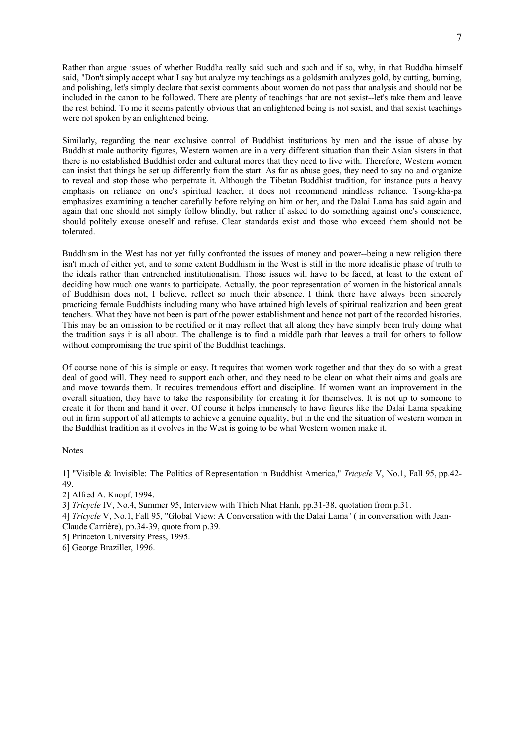Rather than argue issues of whether Buddha really said such and such and if so, why, in that Buddha himself said, "Don't simply accept what I say but analyze my teachings as a goldsmith analyzes gold, by cutting, burning, and polishing, let's simply declare that sexist comments about women do not pass that analysis and should not be included in the canon to be followed. There are plenty of teachings that are not sexist--let's take them and leave the rest behind. To me it seems patently obvious that an enlightened being is not sexist, and that sexist teachings were not spoken by an enlightened being.

Similarly, regarding the near exclusive control of Buddhist institutions by men and the issue of abuse by Buddhist male authority figures, Western women are in a very different situation than their Asian sisters in that there is no established Buddhist order and cultural mores that they need to live with. Therefore, Western women can insist that things be set up differently from the start. As far as abuse goes, they need to say no and organize to reveal and stop those who perpetrate it. Although the Tibetan Buddhist tradition, for instance puts a heavy emphasis on reliance on one's spiritual teacher, it does not recommend mindless reliance. Tsong-kha-pa emphasizes examining a teacher carefully before relying on him or her, and the Dalai Lama has said again and again that one should not simply follow blindly, but rather if asked to do something against one's conscience, should politely excuse oneself and refuse. Clear standards exist and those who exceed them should not be tolerated.

Buddhism in the West has not yet fully confronted the issues of money and power--being a new religion there isn't much of either yet, and to some extent Buddhism in the West is still in the more idealistic phase of truth to the ideals rather than entrenched institutionalism. Those issues will have to be faced, at least to the extent of deciding how much one wants to participate. Actually, the poor representation of women in the historical annals of Buddhism does not, I believe, reflect so much their absence. I think there have always been sincerely practicing female Buddhists including many who have attained high levels of spiritual realization and been great teachers. What they have not been is part of the power establishment and hence not part of the recorded histories. This may be an omission to be rectified or it may reflect that all along they have simply been truly doing what the tradition says it is all about. The challenge is to find a middle path that leaves a trail for others to follow without compromising the true spirit of the Buddhist teachings.

Of course none of this is simple or easy. It requires that women work together and that they do so with a great deal of good will. They need to support each other, and they need to be clear on what their aims and goals are and move towards them. It requires tremendous effort and discipline. If women want an improvement in the overall situation, they have to take the responsibility for creating it for themselves. It is not up to someone to create it for them and hand it over. Of course it helps immensely to have figures like the Dalai Lama speaking out in firm support of all attempts to achieve a genuine equality, but in the end the situation of western women in the Buddhist tradition as it evolves in the West is going to be what Western women make it.

Notes

1] "Visible & Invisible: The Politics of Representation in Buddhist America," *Tricycle* V, No.1, Fall 95, pp.42-49.

2] Alfred A. Knopf, 1994.

3] *Tricycle* IV, No.4, Summer 95, Interview with Thich Nhat Hanh, pp.31-38, quotation from p.31.

4] *Tricycle* V, No.1, Fall 95, "Global View: A Conversation with the Dalai Lama" ( in conversation with Jean-Claude Carrière), pp.34-39, quote from p.39.

5] Princeton University Press, 1995.

6] George Braziller, 1996.